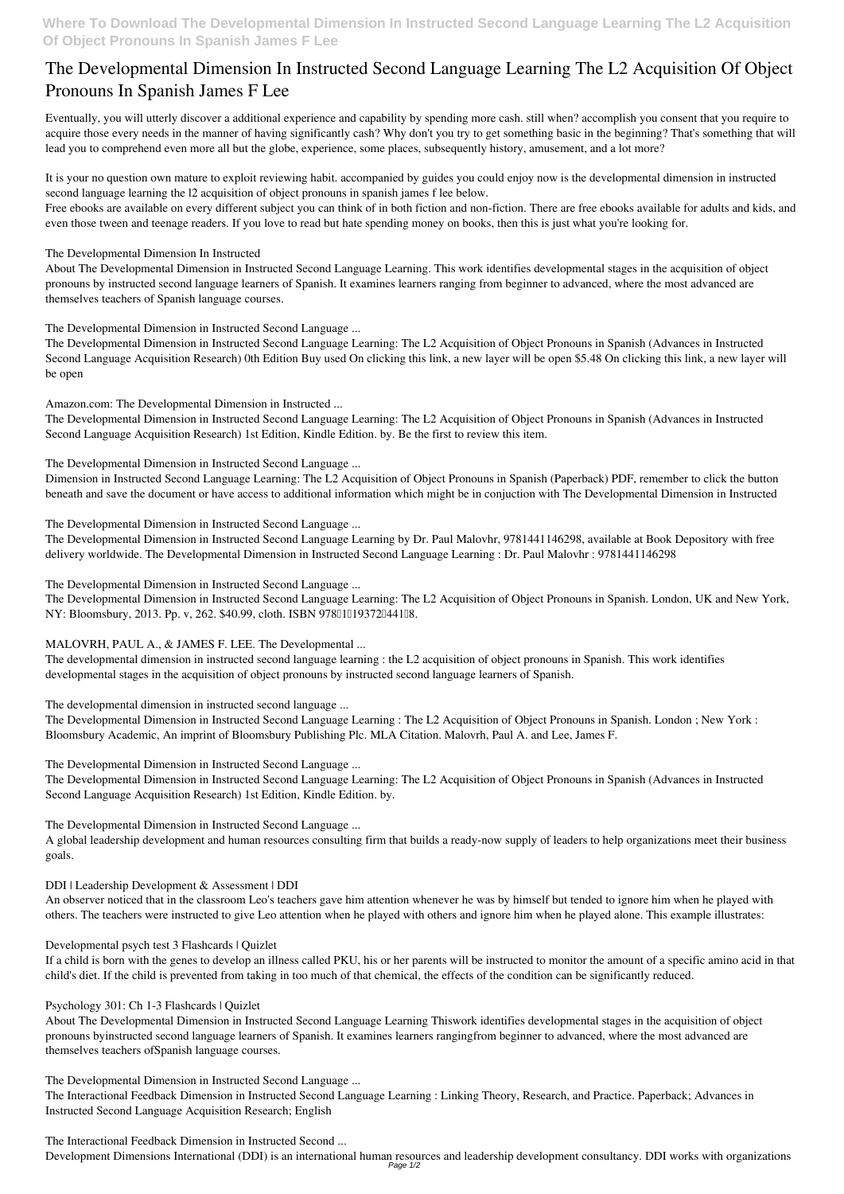# The Developmental Dimension In Instructed Second Language Learning The L2 Acquisition Of Object Pronouns In Spanish James F Lee

Eventually, you will utterly discover a additional experience and capability by spending more cash. still when? accomplish you consent that you require to acquire those every needs in the manner of having significantly cash? Why don't you try to get something basic in the beginning? That's something that will lead you to comprehend even more all but the globe, experience, some places, subsequently history, amusement, and a lot more?

It is your no question own mature to exploit reviewing habit. accompanied by guides you could enjoy now is **the developmental dimension in instructed second language learning the l2 acquisition of object pronouns in spanish james f lee** below.

Free ebooks are available on every different subject you can think of in both fiction and non-fiction. There are free ebooks available for adults and kids, and even those tween and teenage readers. If you love to read but hate spending money on books, then this is just what you're looking for.

**The Developmental Dimension In Instructed**

About The Developmental Dimension in Instructed Second Language Learning. This work identifies developmental stages in the acquisition of object pronouns by instructed second language learners of Spanish. It examines learners ranging from beginner to advanced, where the most advanced are themselves teachers of Spanish language courses.

**The Developmental Dimension in Instructed Second Language ...**

The Developmental Dimension in Instructed Second Language Learning: The L2 Acquisition of Object Pronouns in Spanish (Advances in Instructed Second Language Acquisition Research) 0th Edition Buy used On clicking this link, a new layer will be open $5.48 On clicking this link, a new layer will be open

**Amazon.com: The Developmental Dimension in Instructed ...**

The Developmental Dimension in Instructed Second Language Learning: The L2 Acquisition of Object Pronouns in Spanish (Advances in Instructed Second Language Acquisition Research) 1st Edition, Kindle Edition. by. Be the first to review this item.

**The Developmental Dimension in Instructed Second Language ...**

Dimension in Instructed Second Language Learning: The L2 Acquisition of Object Pronouns in Spanish (Paperback) PDF, remember to click the button beneath and save the document or have access to additional information which might be in conjuction with The Developmental Dimension in Instructed

**The Developmental Dimension in Instructed Second Language ...**

The Developmental Dimension in Instructed Second Language Learning by Dr. Paul Malovhr, 9781441146298, available at Book Depository with free delivery worldwide. The Developmental Dimension in Instructed Second Language Learning : Dr. Paul Malovhr : 9781441146298

**The Developmental Dimension in Instructed Second Language ...**

The Developmental Dimension in Instructed Second Language Learning: The L2 Acquisition of Object Pronouns in Spanish. London, UK and New York, NY: Bloomsbury, 2013. Pp. v, 262. $40.99, cloth. ISBN 978‐1‐19372‐441‐8.

**MALOVRH, PAUL A., & JAMES F. LEE. The Developmental ...**

The developmental dimension in instructed second language learning : the L2 acquisition of object pronouns in Spanish. This work identifies developmental stages in the acquisition of object pronouns by instructed second language learners of Spanish.

**The developmental dimension in instructed second language ...**

The Developmental Dimension in Instructed Second Language Learning : The L2 Acquisition of Object Pronouns in Spanish. London ; New York : Bloomsbury Academic, An imprint of Bloomsbury Publishing Plc. MLA Citation. Malovrh, Paul A. and Lee, James F.

**The Developmental Dimension in Instructed Second Language ...**

The Developmental Dimension in Instructed Second Language Learning: The L2 Acquisition of Object Pronouns in Spanish (Advances in Instructed Second Language Acquisition Research) 1st Edition, Kindle Edition. by.

**The Developmental Dimension in Instructed Second Language ...**

A global leadership development and human resources consulting firm that builds a ready-now supply of leaders to help organizations meet their business goals.

**DDI | Leadership Development & Assessment | DDI**

An observer noticed that in the classroom Leo's teachers gave him attention whenever he was by himself but tended to ignore him when he played with others. The teachers were instructed to give Leo attention when he played with others and ignore him when he played alone. This example illustrates:

**Developmental psych test 3 Flashcards | Quizlet**

If a child is born with the genes to develop an illness called PKU, his or her parents will be instructed to monitor the amount of a specific amino acid in that child's diet. If the child is prevented from taking in too much of that chemical, the effects of the condition can be significantly reduced.

**Psychology 301: Ch 1-3 Flashcards | Quizlet**

About The Developmental Dimension in Instructed Second Language Learning Thiswork identifies developmental stages in the acquisition of object pronouns byinstructed second language learners of Spanish. It examines learners rangingfrom beginner to advanced, where the most advanced are themselves teachers ofSpanish language courses.

**The Developmental Dimension in Instructed Second Language ...**

The Interactional Feedback Dimension in Instructed Second Language Learning : Linking Theory, Research, and Practice. Paperback; Advances in Instructed Second Language Acquisition Research; English

**The Interactional Feedback Dimension in Instructed Second ...**

Development Dimensions International (DDI) is an international human resources and leadership development consultancy. DDI works with organizations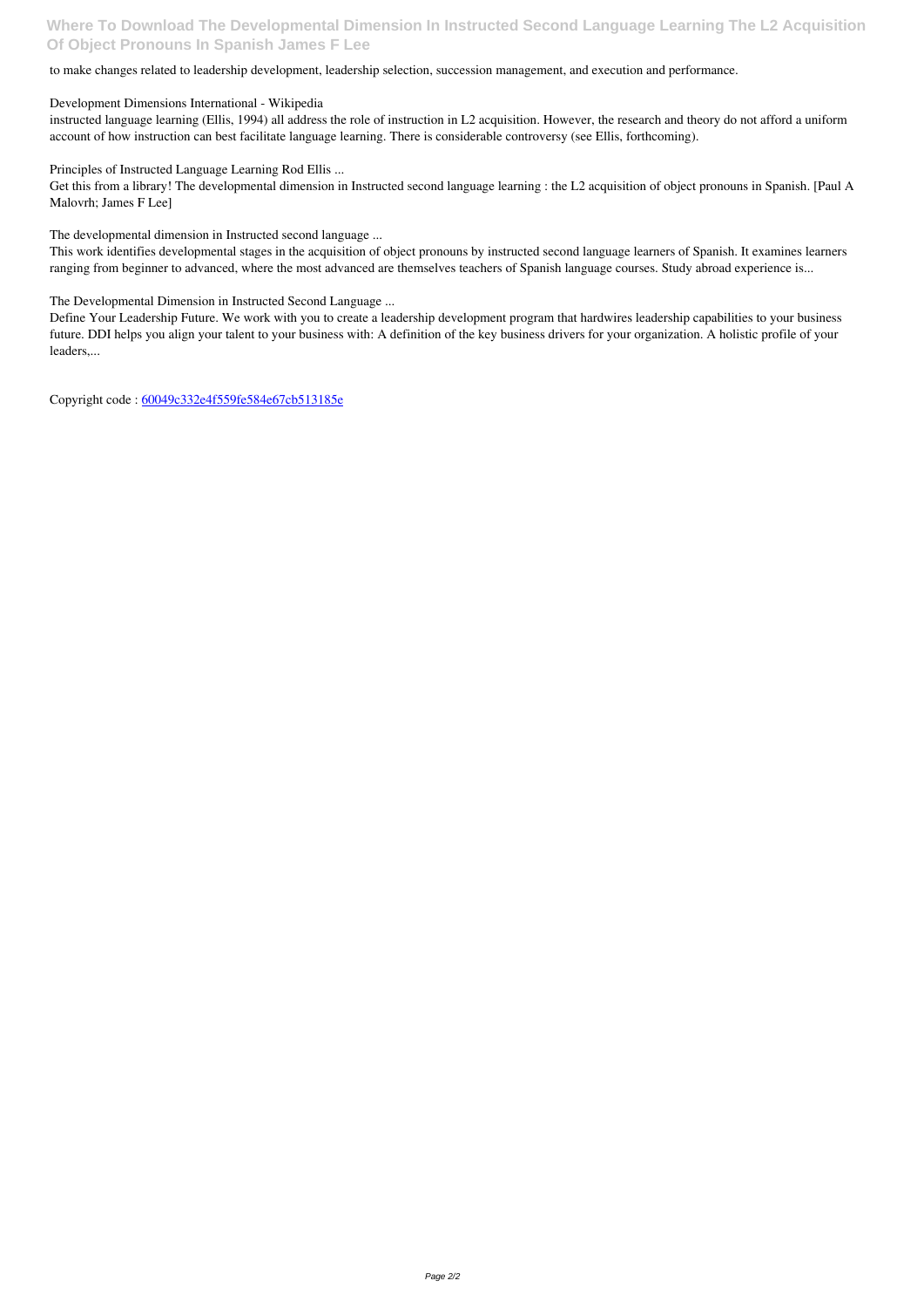to make changes related to leadership development, leadership selection, succession management, and execution and performance.

Development Dimensions International - Wikipedia

instructed language learning (Ellis, 1994) all address the role of instruction in L2 acquisition. However, the research and theory do not afford a uniform account of how instruction can best facilitate language learning. There is considerable controversy (see Ellis, forthcoming).

Principles of Instructed Language Learning Rod Ellis ...

Get this from a library! The developmental dimension in Instructed second language learning : the L2 acquisition of object pronouns in Spanish. [Paul A Malovrh; James F Lee]

The developmental dimension in Instructed second language ...

This work identifies developmental stages in the acquisition of object pronouns by instructed second language learners of Spanish. It examines learners ranging from beginner to advanced, where the most advanced are themselves teachers of Spanish language courses. Study abroad experience is...

The Developmental Dimension in Instructed Second Language ...

Define Your Leadership Future. We work with you to create a leadership development program that hardwires leadership capabilities to your business future. DDI helps you align your talent to your business with: A definition of the key business drivers for your organization. A holistic profile of your leaders,...

Copyright code : 60049c332e4f559fe584e67cb513185e